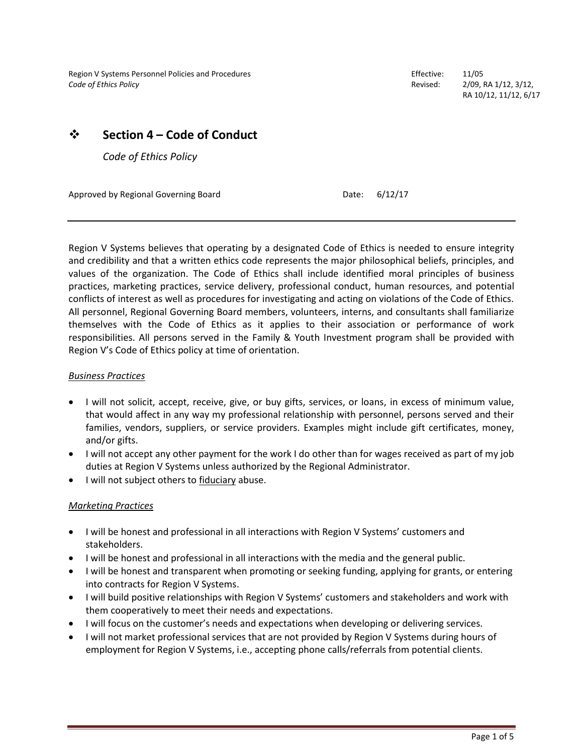Region V Systems Personnel Policies and Procedures
*Code of Ethics Policy*

Effective: 11/05
Revised: 2/09, RA 1/12, 3/12, RA 10/12, 11/12, 6/17

## ❖ Section 4 – Code of Conduct

*Code of Ethics Policy*

Approved by Regional Governing Board — Date: 6/12/17

---

Region V Systems believes that operating by a designated Code of Ethics is needed to ensure integrity and credibility and that a written ethics code represents the major philosophical beliefs, principles, and values of the organization. The Code of Ethics shall include identified moral principles of business practices, marketing practices, service delivery, professional conduct, human resources, and potential conflicts of interest as well as procedures for investigating and acting on violations of the Code of Ethics. All personnel, Regional Governing Board members, volunteers, interns, and consultants shall familiarize themselves with the Code of Ethics as it applies to their association or performance of work responsibilities. All persons served in the Family & Youth Investment program shall be provided with Region V's Code of Ethics policy at time of orientation.

### *Business Practices*

- I will not solicit, accept, receive, give, or buy gifts, services, or loans, in excess of minimum value, that would affect in any way my professional relationship with personnel, persons served and their families, vendors, suppliers, or service providers. Examples might include gift certificates, money, and/or gifts.
- I will not accept any other payment for the work I do other than for wages received as part of my job duties at Region V Systems unless authorized by the Regional Administrator.
- I will not subject others to fiduciary abuse.

### *Marketing Practices*

- I will be honest and professional in all interactions with Region V Systems' customers and stakeholders.
- I will be honest and professional in all interactions with the media and the general public.
- I will be honest and transparent when promoting or seeking funding, applying for grants, or entering into contracts for Region V Systems.
- I will build positive relationships with Region V Systems' customers and stakeholders and work with them cooperatively to meet their needs and expectations.
- I will focus on the customer's needs and expectations when developing or delivering services.
- I will not market professional services that are not provided by Region V Systems during hours of employment for Region V Systems, i.e., accepting phone calls/referrals from potential clients.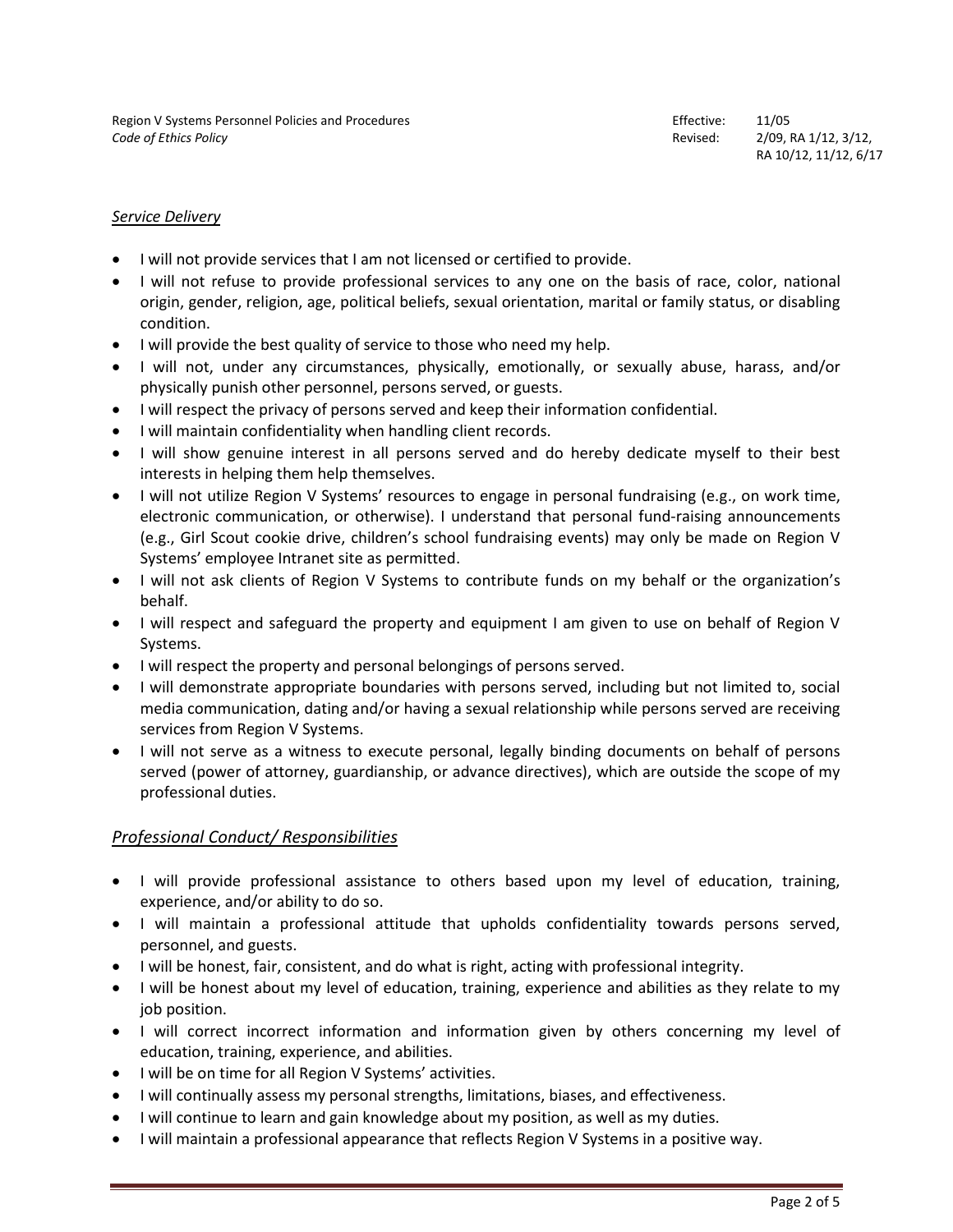### *Service Delivery*

- I will not provide services that I am not licensed or certified to provide.
- I will not refuse to provide professional services to any one on the basis of race, color, national origin, gender, religion, age, political beliefs, sexual orientation, marital or family status, or disabling condition.
- I will provide the best quality of service to those who need my help.
- I will not, under any circumstances, physically, emotionally, or sexually abuse, harass, and/or physically punish other personnel, persons served, or guests.
- I will respect the privacy of persons served and keep their information confidential.
- I will maintain confidentiality when handling client records.
- I will show genuine interest in all persons served and do hereby dedicate myself to their best interests in helping them help themselves.
- I will not utilize Region V Systems' resources to engage in personal fundraising (e.g., on work time, electronic communication, or otherwise). I understand that personal fund-raising announcements (e.g., Girl Scout cookie drive, children's school fundraising events) may only be made on Region V Systems' employee Intranet site as permitted.
- I will not ask clients of Region V Systems to contribute funds on my behalf or the organization's behalf.
- I will respect and safeguard the property and equipment I am given to use on behalf of Region V Systems.
- I will respect the property and personal belongings of persons served.
- I will demonstrate appropriate boundaries with persons served, including but not limited to, social media communication, dating and/or having a sexual relationship while persons served are receiving services from Region V Systems.
- I will not serve as a witness to execute personal, legally binding documents on behalf of persons served (power of attorney, guardianship, or advance directives), which are outside the scope of my professional duties.

### *Professional Conduct/ Responsibilities*

- I will provide professional assistance to others based upon my level of education, training, experience, and/or ability to do so.
- I will maintain a professional attitude that upholds confidentiality towards persons served, personnel, and guests.
- I will be honest, fair, consistent, and do what is right, acting with professional integrity.
- I will be honest about my level of education, training, experience and abilities as they relate to my job position.
- I will correct incorrect information and information given by others concerning my level of education, training, experience, and abilities.
- I will be on time for all Region V Systems' activities.
- I will continually assess my personal strengths, limitations, biases, and effectiveness.
- I will continue to learn and gain knowledge about my position, as well as my duties.
- I will maintain a professional appearance that reflects Region V Systems in a positive way.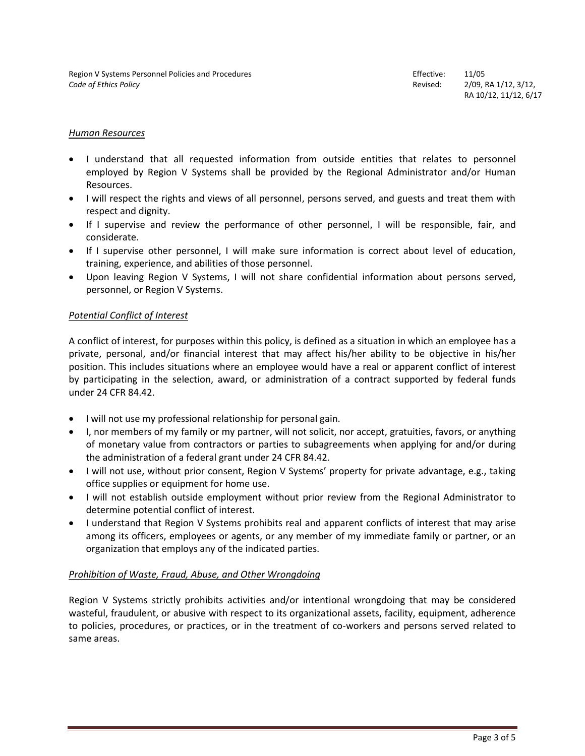*Human Resources*

- I understand that all requested information from outside entities that relates to personnel employed by Region V Systems shall be provided by the Regional Administrator and/or Human Resources.
- I will respect the rights and views of all personnel, persons served, and guests and treat them with respect and dignity.
- If I supervise and review the performance of other personnel, I will be responsible, fair, and considerate.
- If I supervise other personnel, I will make sure information is correct about level of education, training, experience, and abilities of those personnel.
- Upon leaving Region V Systems, I will not share confidential information about persons served, personnel, or Region V Systems.

*Potential Conflict of Interest*

A conflict of interest, for purposes within this policy, is defined as a situation in which an employee has a private, personal, and/or financial interest that may affect his/her ability to be objective in his/her position. This includes situations where an employee would have a real or apparent conflict of interest by participating in the selection, award, or administration of a contract supported by federal funds under 24 CFR 84.42.

- I will not use my professional relationship for personal gain.
- I, nor members of my family or my partner, will not solicit, nor accept, gratuities, favors, or anything of monetary value from contractors or parties to subagreements when applying for and/or during the administration of a federal grant under 24 CFR 84.42.
- I will not use, without prior consent, Region V Systems' property for private advantage, e.g., taking office supplies or equipment for home use.
- I will not establish outside employment without prior review from the Regional Administrator to determine potential conflict of interest.
- I understand that Region V Systems prohibits real and apparent conflicts of interest that may arise among its officers, employees or agents, or any member of my immediate family or partner, or an organization that employs any of the indicated parties.

*Prohibition of Waste, Fraud, Abuse, and Other Wrongdoing*

Region V Systems strictly prohibits activities and/or intentional wrongdoing that may be considered wasteful, fraudulent, or abusive with respect to its organizational assets, facility, equipment, adherence to policies, procedures, or practices, or in the treatment of co-workers and persons served related to same areas.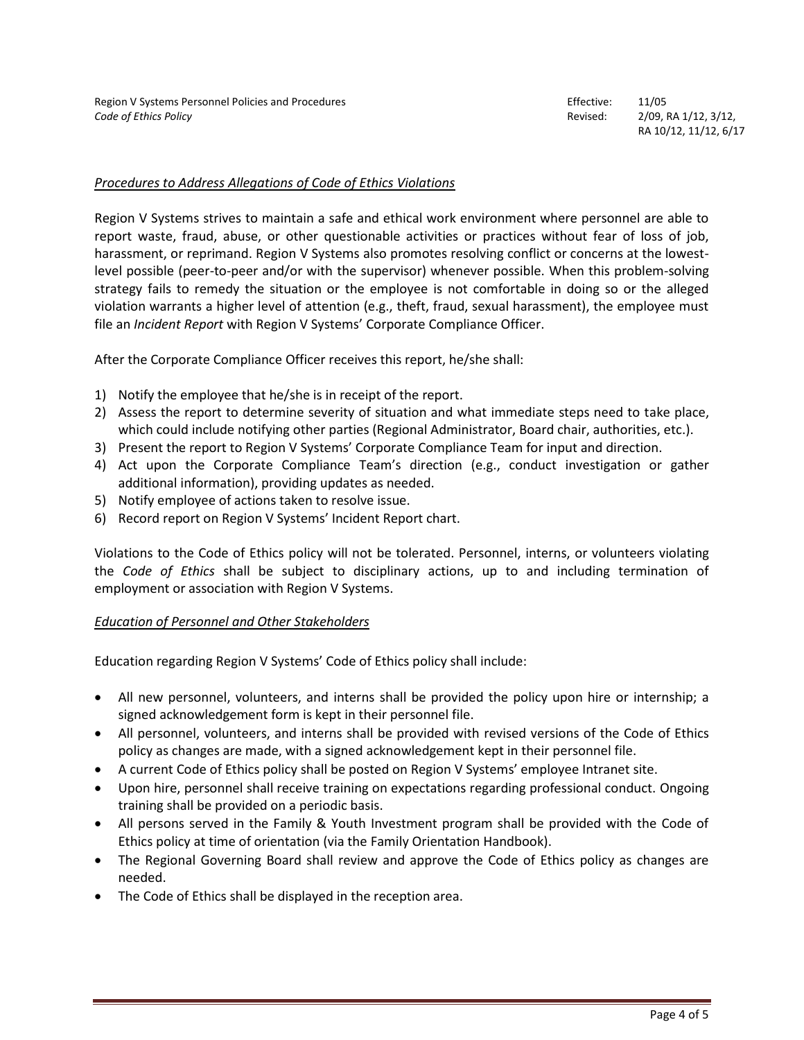### *Procedures to Address Allegations of Code of Ethics Violations*

Region V Systems strives to maintain a safe and ethical work environment where personnel are able to report waste, fraud, abuse, or other questionable activities or practices without fear of loss of job, harassment, or reprimand. Region V Systems also promotes resolving conflict or concerns at the lowest-level possible (peer-to-peer and/or with the supervisor) whenever possible. When this problem-solving strategy fails to remedy the situation or the employee is not comfortable in doing so or the alleged violation warrants a higher level of attention (e.g., theft, fraud, sexual harassment), the employee must file an *Incident Report* with Region V Systems' Corporate Compliance Officer.

After the Corporate Compliance Officer receives this report, he/she shall:

1) Notify the employee that he/she is in receipt of the report.
2) Assess the report to determine severity of situation and what immediate steps need to take place, which could include notifying other parties (Regional Administrator, Board chair, authorities, etc.).
3) Present the report to Region V Systems' Corporate Compliance Team for input and direction.
4) Act upon the Corporate Compliance Team's direction (e.g., conduct investigation or gather additional information), providing updates as needed.
5) Notify employee of actions taken to resolve issue.
6) Record report on Region V Systems' Incident Report chart.

Violations to the Code of Ethics policy will not be tolerated. Personnel, interns, or volunteers violating the *Code of Ethics* shall be subject to disciplinary actions, up to and including termination of employment or association with Region V Systems.

### *Education of Personnel and Other Stakeholders*

Education regarding Region V Systems' Code of Ethics policy shall include:

- All new personnel, volunteers, and interns shall be provided the policy upon hire or internship; a signed acknowledgement form is kept in their personnel file.
- All personnel, volunteers, and interns shall be provided with revised versions of the Code of Ethics policy as changes are made, with a signed acknowledgement kept in their personnel file.
- A current Code of Ethics policy shall be posted on Region V Systems' employee Intranet site.
- Upon hire, personnel shall receive training on expectations regarding professional conduct. Ongoing training shall be provided on a periodic basis.
- All persons served in the Family & Youth Investment program shall be provided with the Code of Ethics policy at time of orientation (via the Family Orientation Handbook).
- The Regional Governing Board shall review and approve the Code of Ethics policy as changes are needed.
- The Code of Ethics shall be displayed in the reception area.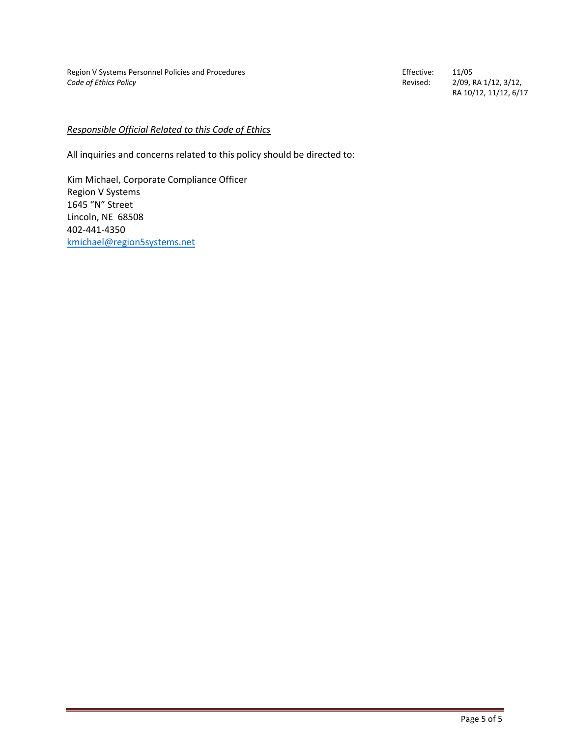*Responsible Official Related to this Code of Ethics*

All inquiries and concerns related to this policy should be directed to:

Kim Michael, Corporate Compliance Officer
Region V Systems
1645 "N" Street
Lincoln, NE 68508
402-441-4350
kmichael@region5systems.net